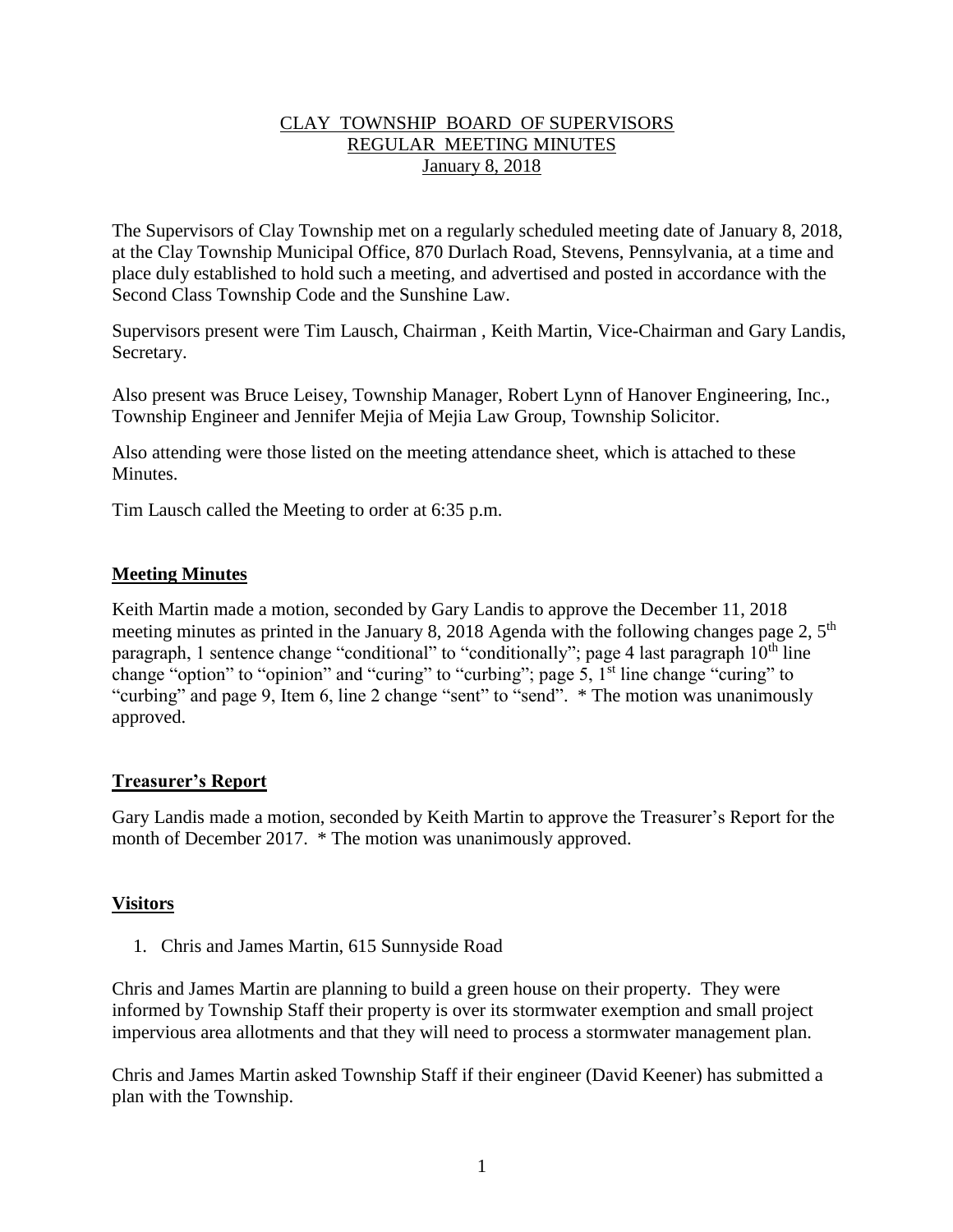# CLAY TOWNSHIP BOARD OF SUPERVISORS
## REGULAR MEETING MINUTES
### January 8, 2018

The Supervisors of Clay Township met on a regularly scheduled meeting date of January 8, 2018, at the Clay Township Municipal Office, 870 Durlach Road, Stevens, Pennsylvania, at a time and place duly established to hold such a meeting, and advertised and posted in accordance with the Second Class Township Code and the Sunshine Law.

Supervisors present were Tim Lausch, Chairman , Keith Martin, Vice-Chairman and Gary Landis, Secretary.

Also present was Bruce Leisey, Township Manager, Robert Lynn of Hanover Engineering, Inc., Township Engineer and Jennifer Mejia of Mejia Law Group, Township Solicitor.

Also attending were those listed on the meeting attendance sheet, which is attached to these Minutes.

Tim Lausch called the Meeting to order at 6:35 p.m.

**Meeting Minutes**

Keith Martin made a motion, seconded by Gary Landis to approve the December 11, 2018 meeting minutes as printed in the January 8, 2018 Agenda with the following changes page 2, 5th paragraph, 1 sentence change "conditional" to "conditionally"; page 4 last paragraph 10th line change "option" to "opinion" and "curing" to "curbing"; page 5, 1st line change "curing" to "curbing" and page 9, Item 6, line 2 change "sent" to "send". * The motion was unanimously approved.

**Treasurer's Report**

Gary Landis made a motion, seconded by Keith Martin to approve the Treasurer's Report for the month of December 2017. * The motion was unanimously approved.

**Visitors**

1. Chris and James Martin, 615 Sunnyside Road

Chris and James Martin are planning to build a green house on their property. They were informed by Township Staff their property is over its stormwater exemption and small project impervious area allotments and that they will need to process a stormwater management plan.

Chris and James Martin asked Township Staff if their engineer (David Keener) has submitted a plan with the Township.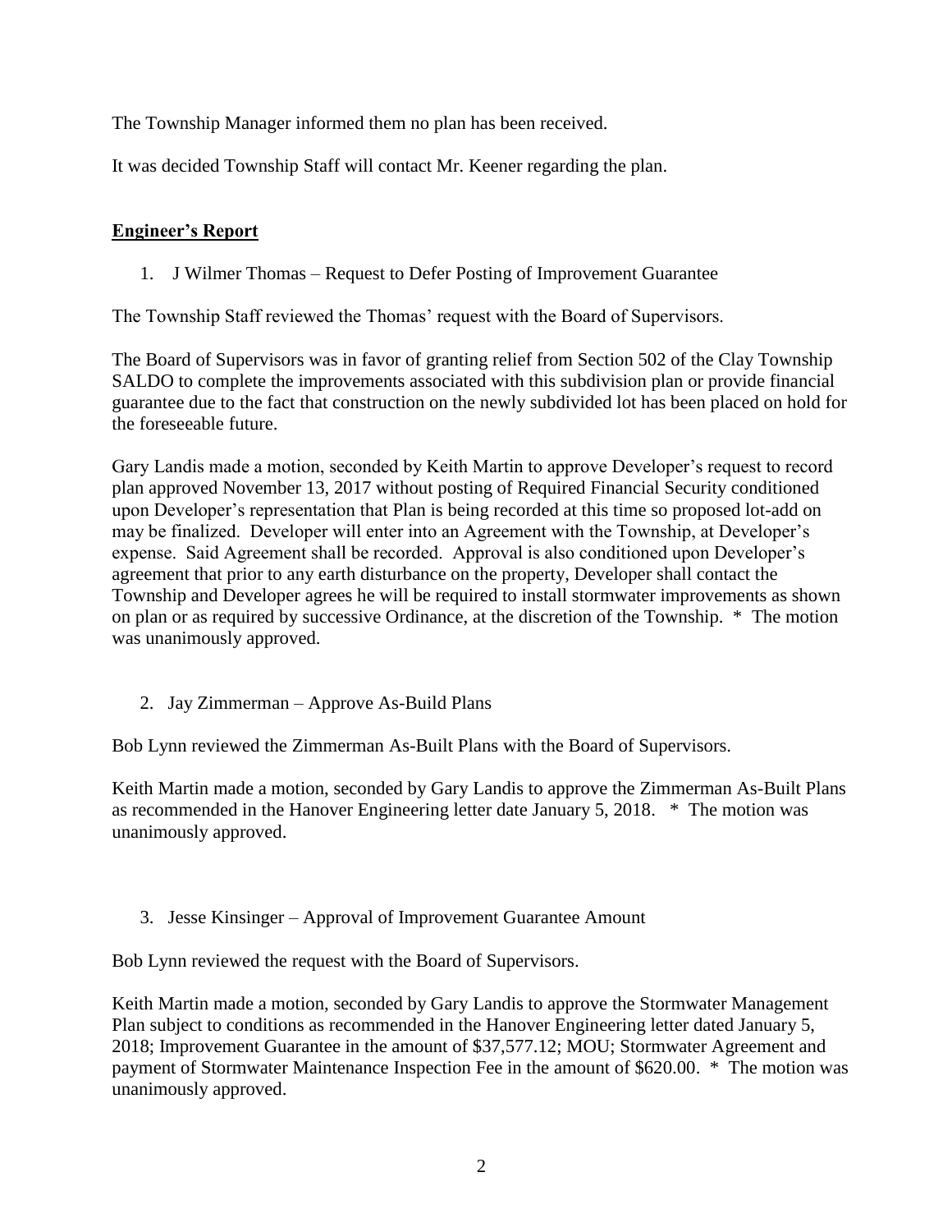The Township Manager informed them no plan has been received.

It was decided Township Staff will contact Mr. Keener regarding the plan.

## **Engineer's Report**

1. J Wilmer Thomas – Request to Defer Posting of Improvement Guarantee

The Township Staff reviewed the Thomas' request with the Board of Supervisors.

The Board of Supervisors was in favor of granting relief from Section 502 of the Clay Township SALDO to complete the improvements associated with this subdivision plan or provide financial guarantee due to the fact that construction on the newly subdivided lot has been placed on hold for the foreseeable future.

Gary Landis made a motion, seconded by Keith Martin to approve Developer's request to record plan approved November 13, 2017 without posting of Required Financial Security conditioned upon Developer's representation that Plan is being recorded at this time so proposed lot-add on may be finalized. Developer will enter into an Agreement with the Township, at Developer's expense. Said Agreement shall be recorded. Approval is also conditioned upon Developer's agreement that prior to any earth disturbance on the property, Developer shall contact the Township and Developer agrees he will be required to install stormwater improvements as shown on plan or as required by successive Ordinance, at the discretion of the Township. * The motion was unanimously approved.

2. Jay Zimmerman – Approve As-Build Plans

Bob Lynn reviewed the Zimmerman As-Built Plans with the Board of Supervisors.

Keith Martin made a motion, seconded by Gary Landis to approve the Zimmerman As-Built Plans as recommended in the Hanover Engineering letter date January 5, 2018. * The motion was unanimously approved.

3. Jesse Kinsinger – Approval of Improvement Guarantee Amount

Bob Lynn reviewed the request with the Board of Supervisors.

Keith Martin made a motion, seconded by Gary Landis to approve the Stormwater Management Plan subject to conditions as recommended in the Hanover Engineering letter dated January 5, 2018; Improvement Guarantee in the amount of $37,577.12; MOU; Stormwater Agreement and payment of Stormwater Maintenance Inspection Fee in the amount of $620.00. * The motion was unanimously approved.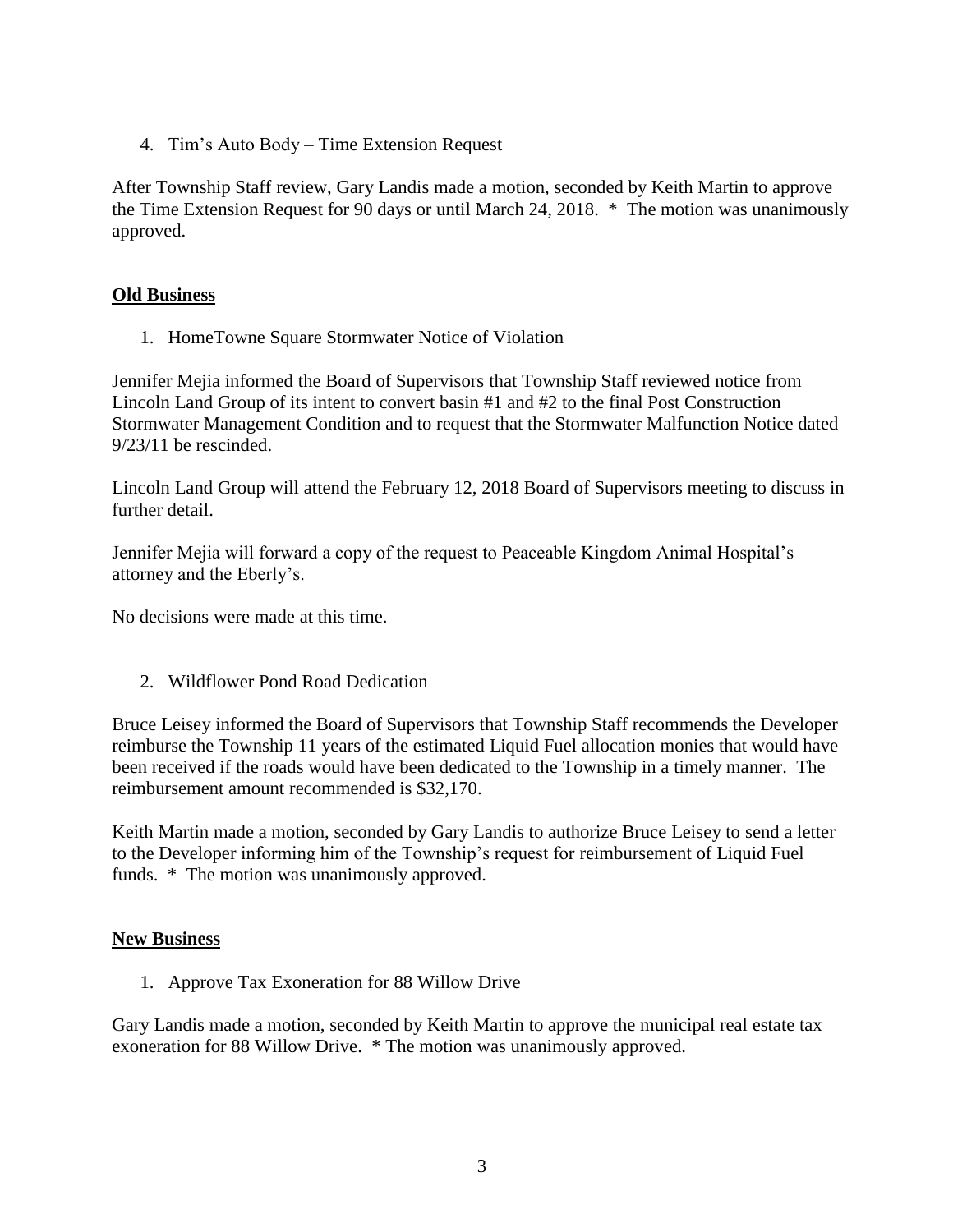4. Tim's Auto Body – Time Extension Request

After Township Staff review, Gary Landis made a motion, seconded by Keith Martin to approve the Time Extension Request for 90 days or until March 24, 2018. * The motion was unanimously approved.

**Old Business**

1. HomeTowne Square Stormwater Notice of Violation

Jennifer Mejia informed the Board of Supervisors that Township Staff reviewed notice from Lincoln Land Group of its intent to convert basin #1 and #2 to the final Post Construction Stormwater Management Condition and to request that the Stormwater Malfunction Notice dated 9/23/11 be rescinded.

Lincoln Land Group will attend the February 12, 2018 Board of Supervisors meeting to discuss in further detail.

Jennifer Mejia will forward a copy of the request to Peaceable Kingdom Animal Hospital's attorney and the Eberly's.

No decisions were made at this time.

2. Wildflower Pond Road Dedication

Bruce Leisey informed the Board of Supervisors that Township Staff recommends the Developer reimburse the Township 11 years of the estimated Liquid Fuel allocation monies that would have been received if the roads would have been dedicated to the Township in a timely manner. The reimbursement amount recommended is $32,170.

Keith Martin made a motion, seconded by Gary Landis to authorize Bruce Leisey to send a letter to the Developer informing him of the Township's request for reimbursement of Liquid Fuel funds. * The motion was unanimously approved.

**New Business**

1. Approve Tax Exoneration for 88 Willow Drive

Gary Landis made a motion, seconded by Keith Martin to approve the municipal real estate tax exoneration for 88 Willow Drive. * The motion was unanimously approved.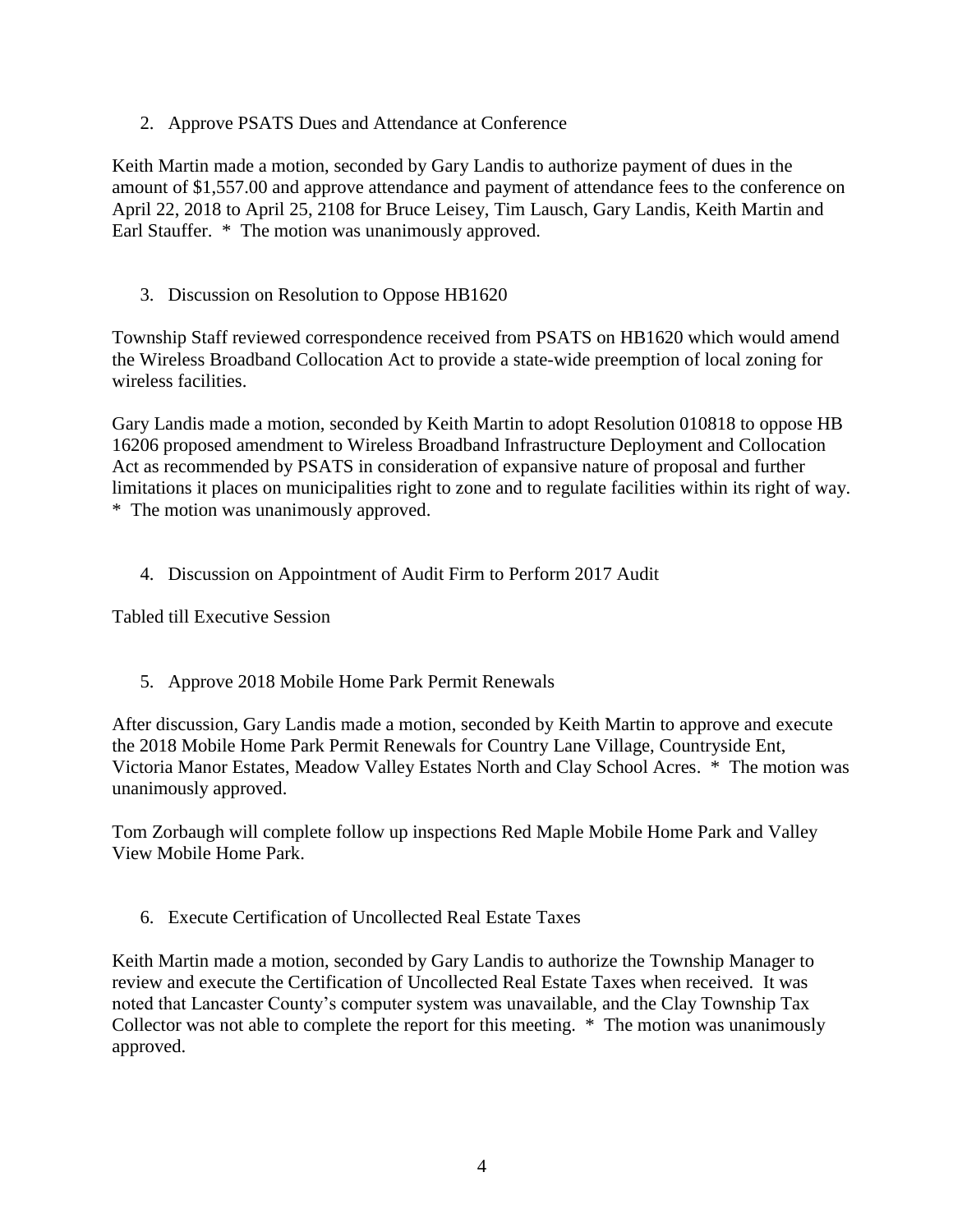2. Approve PSATS Dues and Attendance at Conference

Keith Martin made a motion, seconded by Gary Landis to authorize payment of dues in the amount of $1,557.00 and approve attendance and payment of attendance fees to the conference on April 22, 2018 to April 25, 2108 for Bruce Leisey, Tim Lausch, Gary Landis, Keith Martin and Earl Stauffer. * The motion was unanimously approved.

3. Discussion on Resolution to Oppose HB1620

Township Staff reviewed correspondence received from PSATS on HB1620 which would amend the Wireless Broadband Collocation Act to provide a state-wide preemption of local zoning for wireless facilities.

Gary Landis made a motion, seconded by Keith Martin to adopt Resolution 010818 to oppose HB 16206 proposed amendment to Wireless Broadband Infrastructure Deployment and Collocation Act as recommended by PSATS in consideration of expansive nature of proposal and further limitations it places on municipalities right to zone and to regulate facilities within its right of way. * The motion was unanimously approved.

4. Discussion on Appointment of Audit Firm to Perform 2017 Audit

Tabled till Executive Session

5. Approve 2018 Mobile Home Park Permit Renewals

After discussion, Gary Landis made a motion, seconded by Keith Martin to approve and execute the 2018 Mobile Home Park Permit Renewals for Country Lane Village, Countryside Ent, Victoria Manor Estates, Meadow Valley Estates North and Clay School Acres. * The motion was unanimously approved.

Tom Zorbaugh will complete follow up inspections Red Maple Mobile Home Park and Valley View Mobile Home Park.

6. Execute Certification of Uncollected Real Estate Taxes

Keith Martin made a motion, seconded by Gary Landis to authorize the Township Manager to review and execute the Certification of Uncollected Real Estate Taxes when received. It was noted that Lancaster County's computer system was unavailable, and the Clay Township Tax Collector was not able to complete the report for this meeting. * The motion was unanimously approved.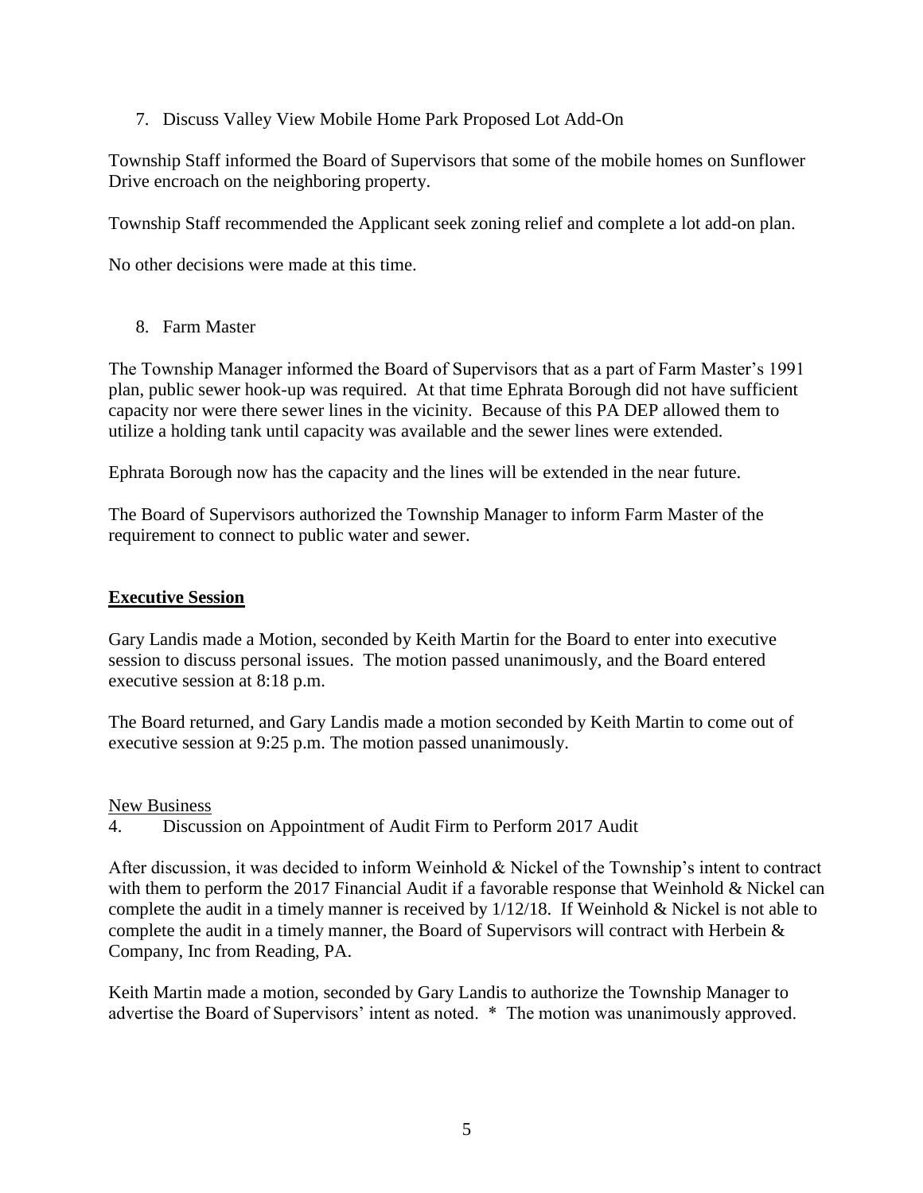7. Discuss Valley View Mobile Home Park Proposed Lot Add-On

Township Staff informed the Board of Supervisors that some of the mobile homes on Sunflower Drive encroach on the neighboring property.

Township Staff recommended the Applicant seek zoning relief and complete a lot add-on plan.

No other decisions were made at this time.

8. Farm Master

The Township Manager informed the Board of Supervisors that as a part of Farm Master's 1991 plan, public sewer hook-up was required. At that time Ephrata Borough did not have sufficient capacity nor were there sewer lines in the vicinity. Because of this PA DEP allowed them to utilize a holding tank until capacity was available and the sewer lines were extended.

Ephrata Borough now has the capacity and the lines will be extended in the near future.

The Board of Supervisors authorized the Township Manager to inform Farm Master of the requirement to connect to public water and sewer.

## **Executive Session**

Gary Landis made a Motion, seconded by Keith Martin for the Board to enter into executive session to discuss personal issues. The motion passed unanimously, and the Board entered executive session at 8:18 p.m.

The Board returned, and Gary Landis made a motion seconded by Keith Martin to come out of executive session at 9:25 p.m. The motion passed unanimously.

New Business

4. Discussion on Appointment of Audit Firm to Perform 2017 Audit

After discussion, it was decided to inform Weinhold & Nickel of the Township's intent to contract with them to perform the 2017 Financial Audit if a favorable response that Weinhold & Nickel can complete the audit in a timely manner is received by 1/12/18. If Weinhold & Nickel is not able to complete the audit in a timely manner, the Board of Supervisors will contract with Herbein & Company, Inc from Reading, PA.

Keith Martin made a motion, seconded by Gary Landis to authorize the Township Manager to advertise the Board of Supervisors' intent as noted. * The motion was unanimously approved.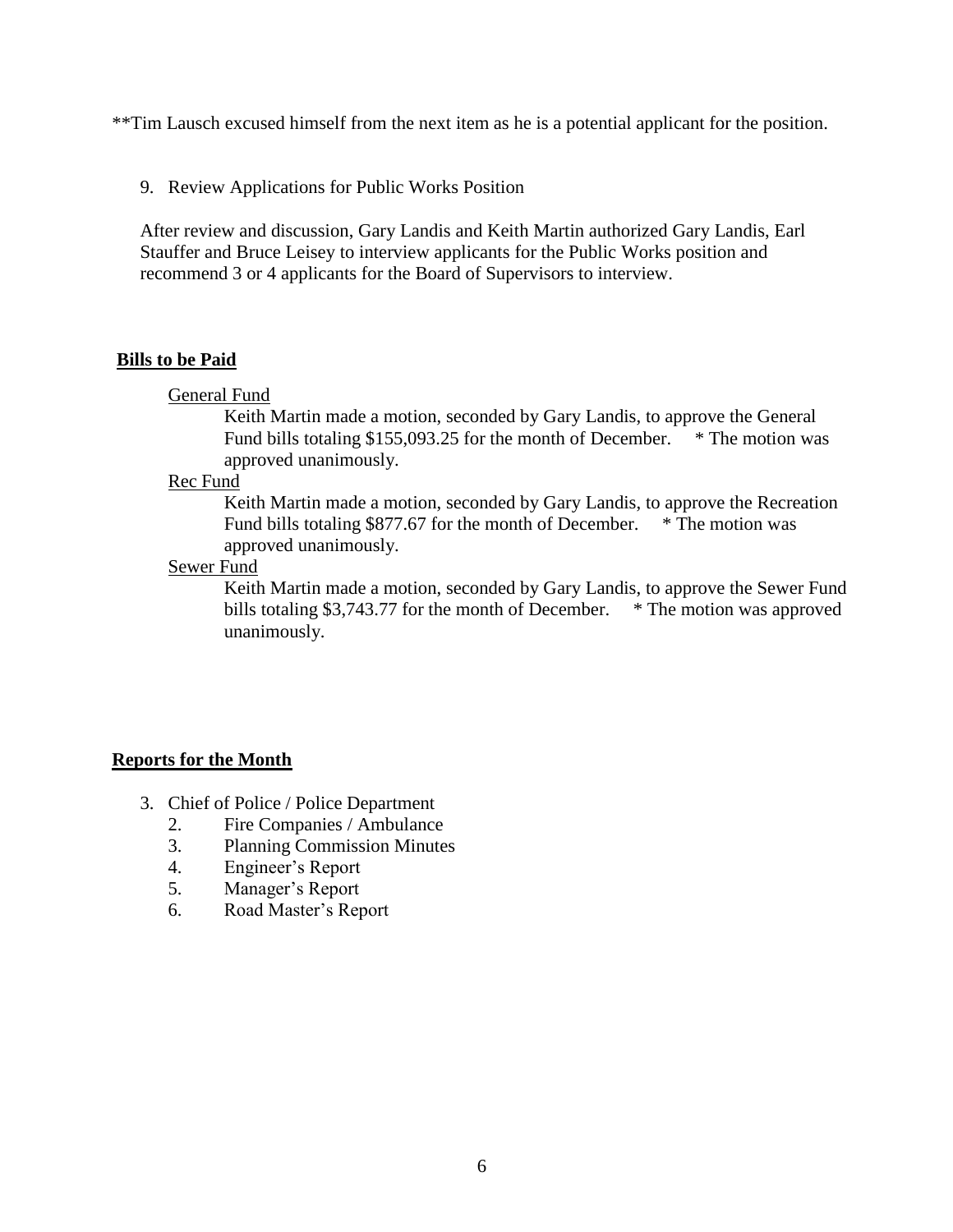**Tim Lausch excused himself from the next item as he is a potential applicant for the position.

9. Review Applications for Public Works Position

After review and discussion, Gary Landis and Keith Martin authorized Gary Landis, Earl Stauffer and Bruce Leisey to interview applicants for the Public Works position and recommend 3 or 4 applicants for the Board of Supervisors to interview.

## **Bills to be Paid**

General Fund

Keith Martin made a motion, seconded by Gary Landis, to approve the General Fund bills totaling $155,093.25 for the month of December. * The motion was approved unanimously.

Rec Fund

Keith Martin made a motion, seconded by Gary Landis, to approve the Recreation Fund bills totaling $877.67 for the month of December. * The motion was approved unanimously.

Sewer Fund

Keith Martin made a motion, seconded by Gary Landis, to approve the Sewer Fund bills totaling $3,743.77 for the month of December. * The motion was approved unanimously.

## **Reports for the Month**

3. Chief of Police / Police Department
   2. Fire Companies / Ambulance
   3. Planning Commission Minutes
   4. Engineer's Report
   5. Manager's Report
   6. Road Master's Report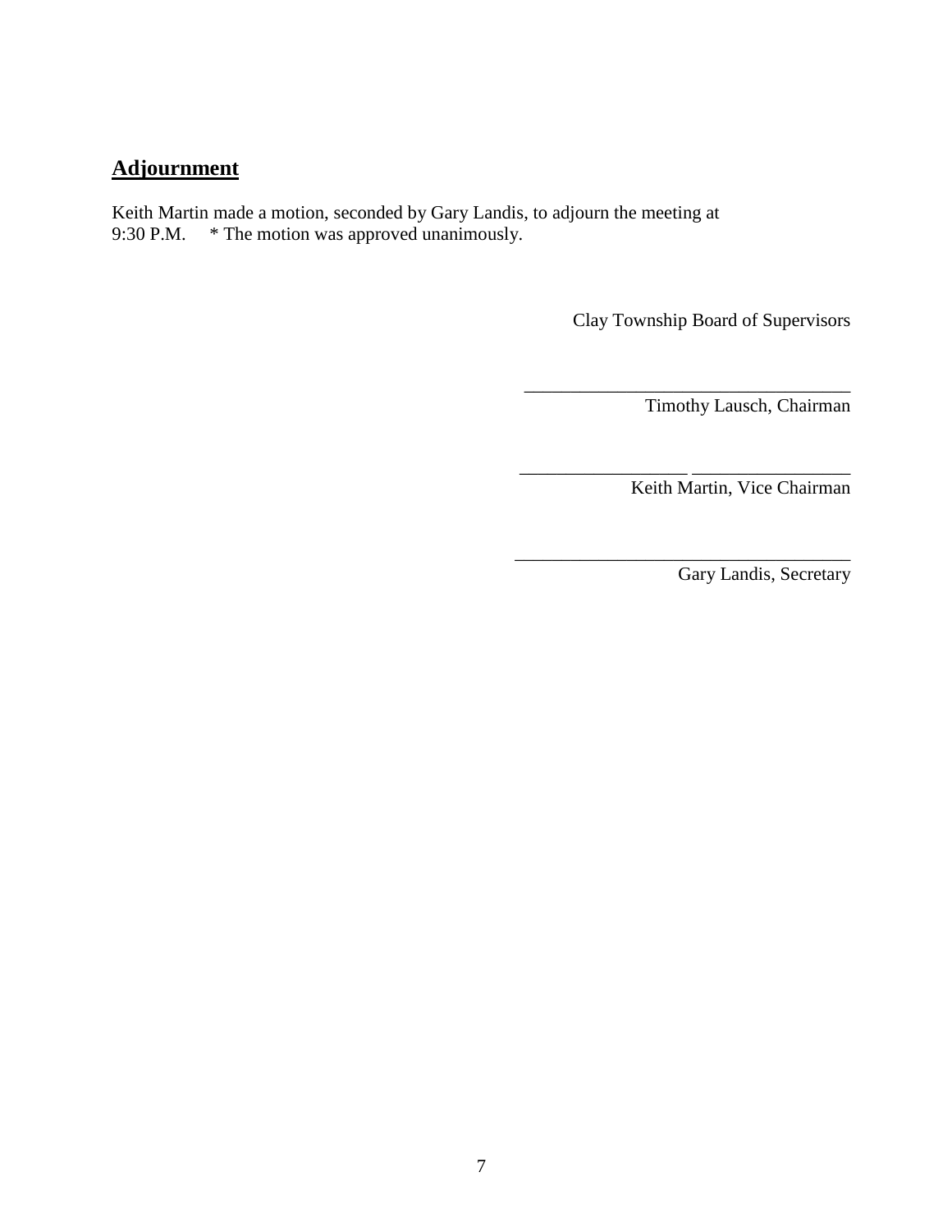## **Adjournment**

Keith Martin made a motion, seconded by Gary Landis, to adjourn the meeting at 9:30 P.M. * The motion was approved unanimously.

Clay Township Board of Supervisors

___________________________________
Timothy Lausch, Chairman

___________________________________
Keith Martin, Vice Chairman

___________________________________
Gary Landis, Secretary